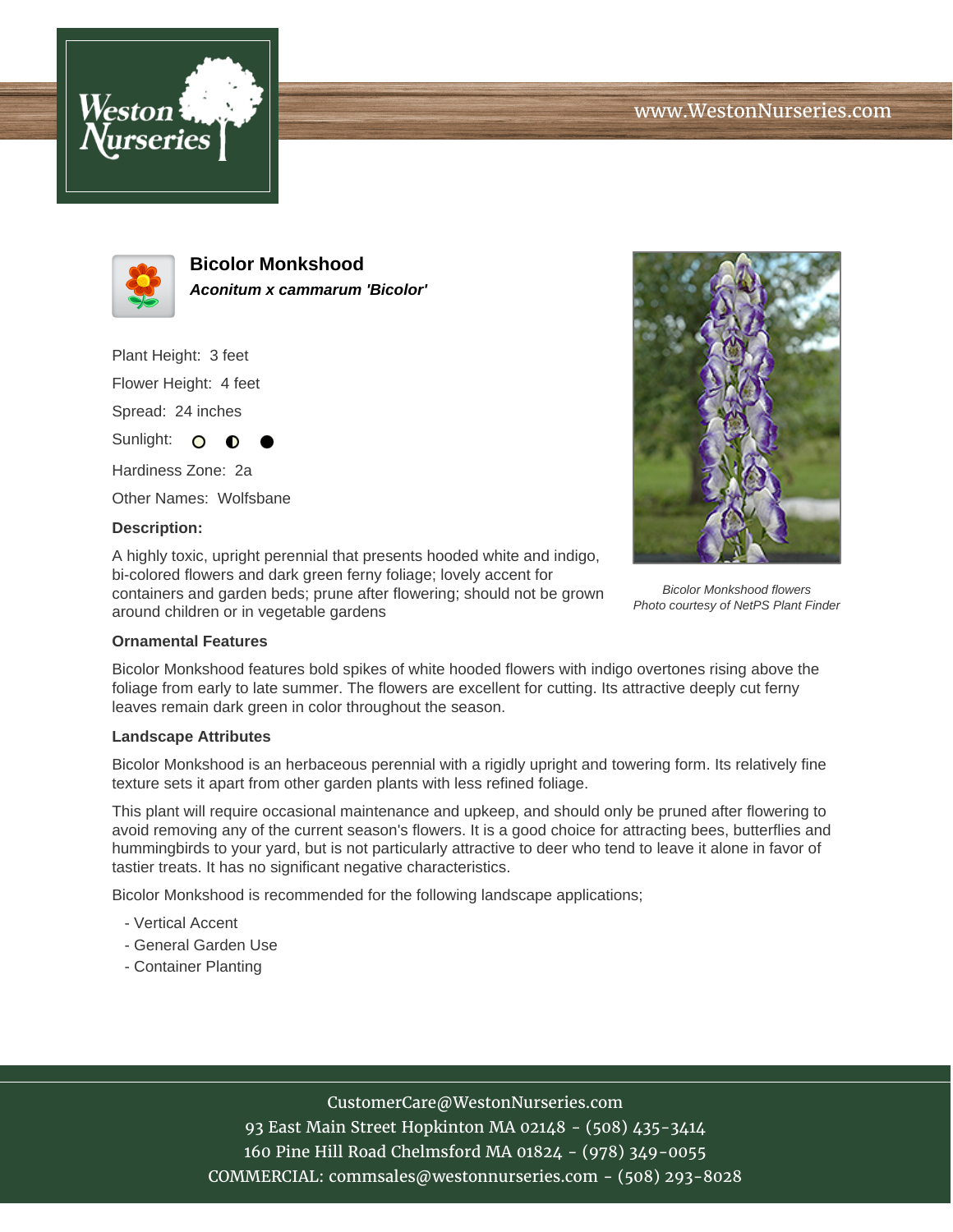www.WestonNurseries.com

# Bicolor Monkshood

***Aconitum x cammarum 'Bicolor'***

Plant Height: 3 feet

Flower Height: 4 feet

Spread: 24 inches

Sunlight: ○ ◐ ●

Hardiness Zone: 2a

Other Names: Wolfsbane

**Description:**

A highly toxic, upright perennial that presents hooded white and indigo, bi-colored flowers and dark green ferny foliage; lovely accent for containers and garden beds; prune after flowering; should not be grown around children or in vegetable gardens

*Bicolor Monkshood flowers*
*Photo courtesy of NetPS Plant Finder*

**Ornamental Features**

Bicolor Monkshood features bold spikes of white hooded flowers with indigo overtones rising above the foliage from early to late summer. The flowers are excellent for cutting. Its attractive deeply cut ferny leaves remain dark green in color throughout the season.

**Landscape Attributes**

Bicolor Monkshood is an herbaceous perennial with a rigidly upright and towering form. Its relatively fine texture sets it apart from other garden plants with less refined foliage.

This plant will require occasional maintenance and upkeep, and should only be pruned after flowering to avoid removing any of the current season's flowers. It is a good choice for attracting bees, butterflies and hummingbirds to your yard, but is not particularly attractive to deer who tend to leave it alone in favor of tastier treats. It has no significant negative characteristics.

Bicolor Monkshood is recommended for the following landscape applications;

- Vertical Accent
- General Garden Use
- Container Planting

CustomerCare@WestonNurseries.com
93 East Main Street Hopkinton MA 02148 - (508) 435-3414
160 Pine Hill Road Chelmsford MA 01824 - (978) 349-0055
COMMERCIAL: commsales@westonnurseries.com - (508) 293-8028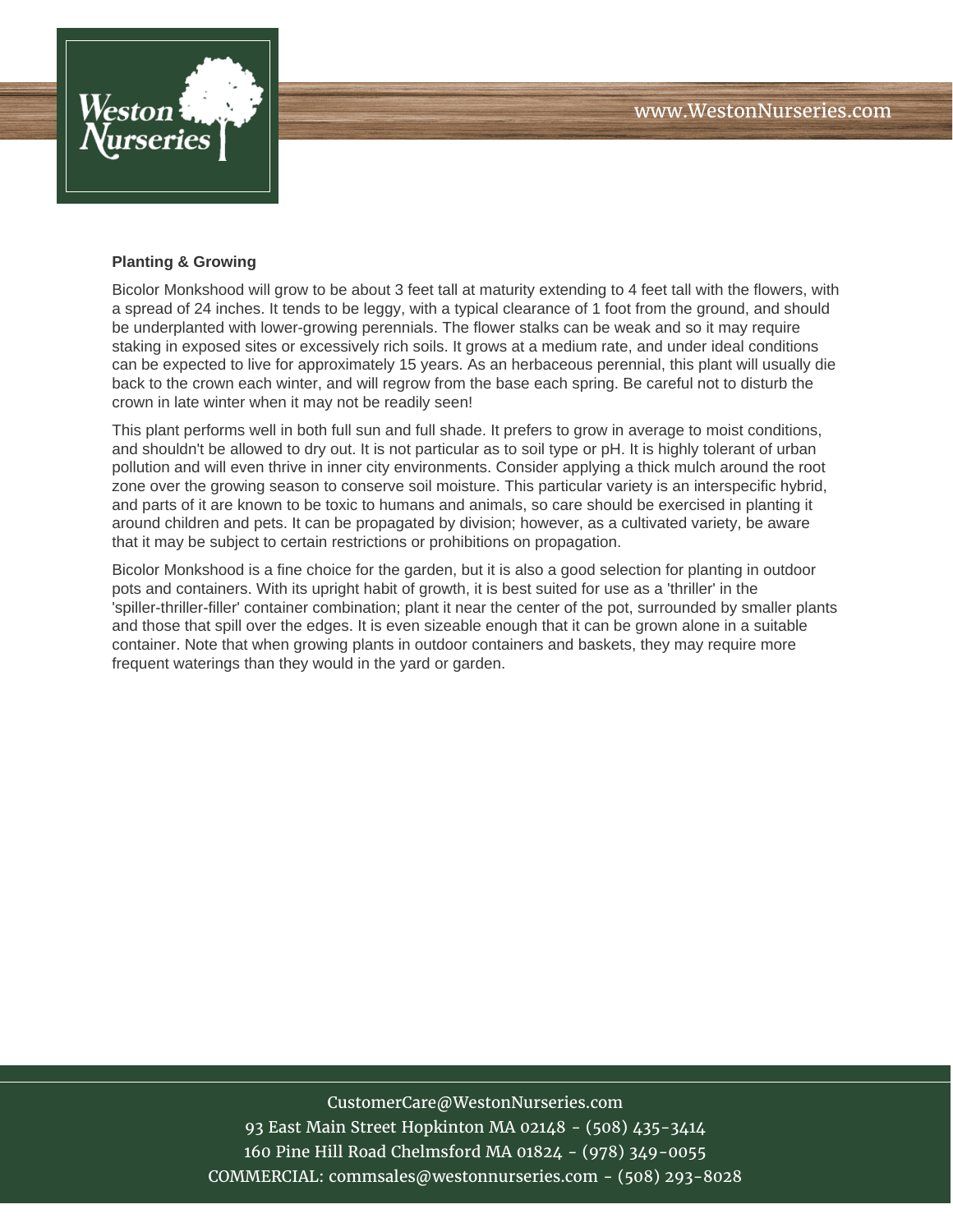### Planting & Growing

Bicolor Monkshood will grow to be about 3 feet tall at maturity extending to 4 feet tall with the flowers, with a spread of 24 inches. It tends to be leggy, with a typical clearance of 1 foot from the ground, and should be underplanted with lower-growing perennials. The flower stalks can be weak and so it may require staking in exposed sites or excessively rich soils. It grows at a medium rate, and under ideal conditions can be expected to live for approximately 15 years. As an herbaceous perennial, this plant will usually die back to the crown each winter, and will regrow from the base each spring. Be careful not to disturb the crown in late winter when it may not be readily seen!

This plant performs well in both full sun and full shade. It prefers to grow in average to moist conditions, and shouldn't be allowed to dry out. It is not particular as to soil type or pH. It is highly tolerant of urban pollution and will even thrive in inner city environments. Consider applying a thick mulch around the root zone over the growing season to conserve soil moisture. This particular variety is an interspecific hybrid, and parts of it are known to be toxic to humans and animals, so care should be exercised in planting it around children and pets. It can be propagated by division; however, as a cultivated variety, be aware that it may be subject to certain restrictions or prohibitions on propagation.

Bicolor Monkshood is a fine choice for the garden, but it is also a good selection for planting in outdoor pots and containers. With its upright habit of growth, it is best suited for use as a 'thriller' in the 'spiller-thriller-filler' container combination; plant it near the center of the pot, surrounded by smaller plants and those that spill over the edges. It is even sizeable enough that it can be grown alone in a suitable container. Note that when growing plants in outdoor containers and baskets, they may require more frequent waterings than they would in the yard or garden.